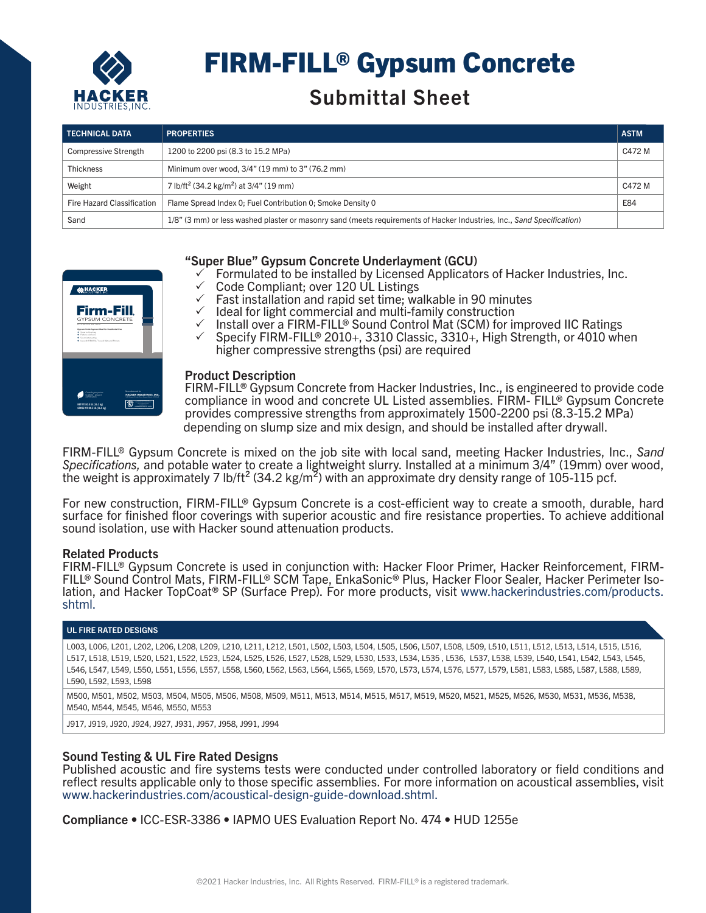# FIRM-FILL® Gypsum Concrete

## Submittal Sheet

| TECHNICAL DATA | PROPERTIES | ASTM |
|---|---|---|
| Compressive Strength | 1200 to 2200 psi (8.3 to 15.2 MPa) | C472 M |
| Thickness | Minimum over wood, 3/4" (19 mm) to 3" (76.2 mm) | |
| Weight | 7 lb/ft$^2$ (34.2 kg/m$^2$) at 3/4" (19 mm) | C472 M |
| Fire Hazard Classification | Flame Spread Index 0; Fuel Contribution 0; Smoke Density 0 | E84 |
| Sand | 1/8" (3 mm) or less washed plaster or masonry sand (meets requirements of Hacker Industries, Inc., *Sand Specification*) | |

### "Super Blue" Gypsum Concrete Underlayment (GCU)

- ✓ Formulated to be installed by Licensed Applicators of Hacker Industries, Inc.
- ✓ Code Compliant; over 120 UL Listings
- ✓ Fast installation and rapid set time; walkable in 90 minutes
- ✓ Ideal for light commercial and multi-family construction
- ✓ Install over a FIRM-FILL® Sound Control Mat (SCM) for improved IIC Ratings
- ✓ Specify FIRM-FILL® 2010+, 3310 Classic, 3310+, High Strength, or 4010 when higher compressive strengths (psi) are required

### Product Description

FIRM-FILL® Gypsum Concrete from Hacker Industries, Inc., is engineered to provide code compliance in wood and concrete UL Listed assemblies. FIRM- FILL® Gypsum Concrete provides compressive strengths from approximately 1500-2200 psi (8.3-15.2 MPa) depending on slump size and mix design, and should be installed after drywall.

FIRM-FILL® Gypsum Concrete is mixed on the job site with local sand, meeting Hacker Industries, Inc., *Sand Specifications,* and potable water to create a lightweight slurry. Installed at a minimum 3/4" (19mm) over wood, the weight is approximately 7 lb/ft$^2$ (34.2 kg/m$^2$) with an approximate dry density range of 105-115 pcf.

For new construction, FIRM-FILL® Gypsum Concrete is a cost-efficient way to create a smooth, durable, hard surface for finished floor coverings with superior acoustic and fire resistance properties. To achieve additional sound isolation, use with Hacker sound attenuation products.

### Related Products

FIRM-FILL® Gypsum Concrete is used in conjunction with: Hacker Floor Primer, Hacker Reinforcement, FIRM-FILL® Sound Control Mats, FIRM-FILL® SCM Tape, EnkaSonic® Plus, Hacker Floor Sealer, Hacker Perimeter Isolation, and Hacker TopCoat® SP (Surface Prep). For more products, visit www.hackerindustries.com/products.shtml.

| UL FIRE RATED DESIGNS |
|---|
| L003, L006, L201, L202, L206, L208, L209, L210, L211, L212, L501, L502, L503, L504, L505, L506, L507, L508, L509, L510, L511, L512, L513, L514, L515, L516, L517, L518, L519, L520, L521, L522, L523, L524, L525, L526, L527, L528, L529, L530, L533, L534, L535 , L536, L537, L538, L539, L540, L541, L542, L543, L545, L546, L547, L549, L550, L551, L556, L557, L558, L560, L562, L563, L564, L565, L569, L570, L573, L574, L576, L577, L579, L581, L583, L585, L587, L588, L589, L590, L592, L593, L598 |
| M500, M501, M502, M503, M504, M505, M506, M508, M509, M511, M513, M514, M515, M517, M519, M520, M521, M525, M526, M530, M531, M536, M538, M540, M544, M545, M546, M550, M553 |
| J917, J919, J920, J924, J927, J931, J957, J958, J991, J994 |

### Sound Testing & UL Fire Rated Designs

Published acoustic and fire systems tests were conducted under controlled laboratory or field conditions and reflect results applicable only to those specific assemblies. For more information on acoustical assemblies, visit www.hackerindustries.com/acoustical-design-guide-download.shtml.

**Compliance** • ICC-ESR-3386 • IAPMO UES Evaluation Report No. 474 • HUD 1255e

©2021 Hacker Industries, Inc. All Rights Reserved. FIRM-FILL® is a registered trademark.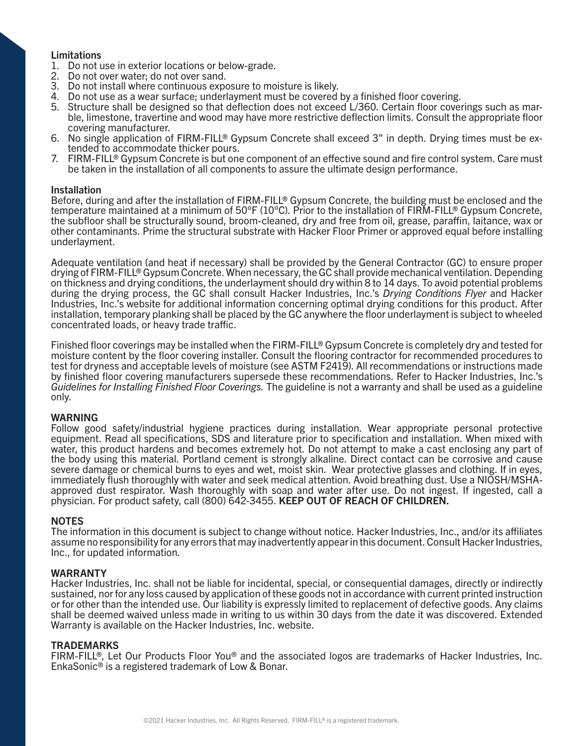### Limitations

1. Do not use in exterior locations or below-grade.
2. Do not over water; do not over sand.
3. Do not install where continuous exposure to moisture is likely.
4. Do not use as a wear surface; underlayment must be covered by a finished floor covering.
5. Structure shall be designed so that deflection does not exceed L/360. Certain floor coverings such as marble, limestone, travertine and wood may have more restrictive deflection limits. Consult the appropriate floor covering manufacturer.
6. No single application of FIRM-FILL® Gypsum Concrete shall exceed 3" in depth. Drying times must be extended to accommodate thicker pours.
7. FIRM-FILL® Gypsum Concrete is but one component of an effective sound and fire control system. Care must be taken in the installation of all components to assure the ultimate design performance.

### Installation

Before, during and after the installation of FIRM-FILL® Gypsum Concrete, the building must be enclosed and the temperature maintained at a minimum of 50°F (10°C). Prior to the installation of FIRM-FILL® Gypsum Concrete, the subfloor shall be structurally sound, broom-cleaned, dry and free from oil, grease, paraffin, laitance, wax or other contaminants. Prime the structural substrate with Hacker Floor Primer or approved equal before installing underlayment.

Adequate ventilation (and heat if necessary) shall be provided by the General Contractor (GC) to ensure proper drying of FIRM-FILL® Gypsum Concrete. When necessary, the GC shall provide mechanical ventilation. Depending on thickness and drying conditions, the underlayment should dry within 8 to 14 days. To avoid potential problems during the drying process, the GC shall consult Hacker Industries, Inc.'s *Drying Conditions Flyer* and Hacker Industries, Inc.'s website for additional information concerning optimal drying conditions for this product. After installation, temporary planking shall be placed by the GC anywhere the floor underlayment is subject to wheeled concentrated loads, or heavy trade traffic.

Finished floor coverings may be installed when the FIRM-FILL® Gypsum Concrete is completely dry and tested for moisture content by the floor covering installer. Consult the flooring contractor for recommended procedures to test for dryness and acceptable levels of moisture (see ASTM F2419). All recommendations or instructions made by finished floor covering manufacturers supersede these recommendations. Refer to Hacker Industries, Inc.'s *Guidelines for Installing Finished Floor Coverings.* The guideline is not a warranty and shall be used as a guideline only.

### WARNING

Follow good safety/industrial hygiene practices during installation. Wear appropriate personal protective equipment. Read all specifications, SDS and literature prior to specification and installation. When mixed with water, this product hardens and becomes extremely hot. Do not attempt to make a cast enclosing any part of the body using this material. Portland cement is strongly alkaline. Direct contact can be corrosive and cause severe damage or chemical burns to eyes and wet, moist skin. Wear protective glasses and clothing. If in eyes, immediately flush thoroughly with water and seek medical attention. Avoid breathing dust. Use a NIOSH/MSHA-approved dust respirator. Wash thoroughly with soap and water after use. Do not ingest. If ingested, call a physician. For product safety, call (800) 642-3455. **KEEP OUT OF REACH OF CHILDREN.**

### NOTES

The information in this document is subject to change without notice. Hacker Industries, Inc., and/or its affiliates assume no responsibility for any errors that may inadvertently appear in this document. Consult Hacker Industries, Inc., for updated information.

### WARRANTY

Hacker Industries, Inc. shall not be liable for incidental, special, or consequential damages, directly or indirectly sustained, nor for any loss caused by application of these goods not in accordance with current printed instruction or for other than the intended use. Our liability is expressly limited to replacement of defective goods. Any claims shall be deemed waived unless made in writing to us within 30 days from the date it was discovered. Extended Warranty is available on the Hacker Industries, Inc. website.

### TRADEMARKS

FIRM-FILL®, Let Our Products Floor You® and the associated logos are trademarks of Hacker Industries, Inc. EnkaSonic® is a registered trademark of Low & Bonar.

©2021 Hacker Industries, Inc. All Rights Reserved. FIRM-FILL® is a registered trademark.